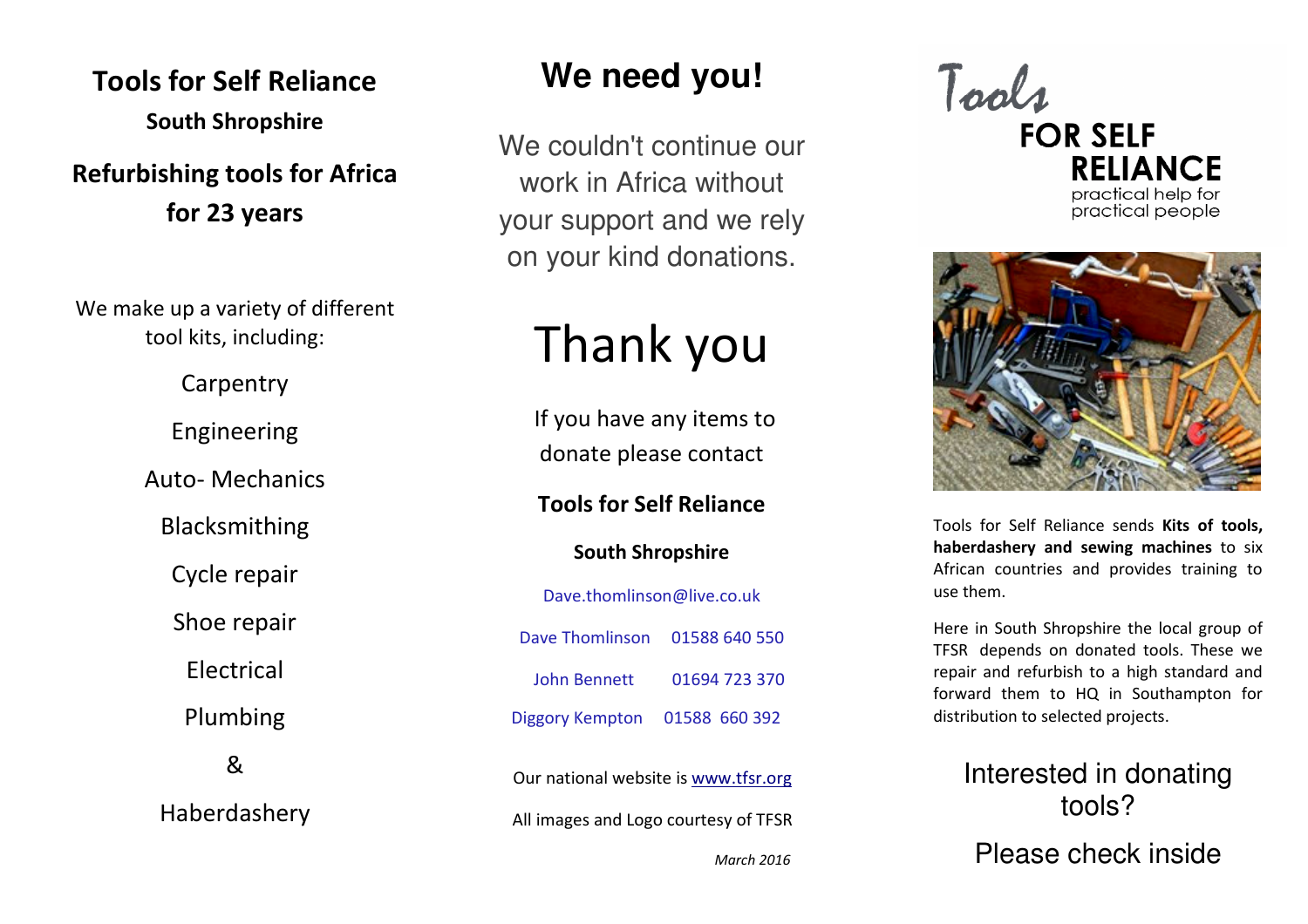# Tools for Self Reliance

**South Shropshire**

## Refurbishing tools for Africa for 23 years

We make up a variety of different tool kits, including:

Carpentry

Engineering

Auto- Mechanics

Blacksmithing

Cycle repair

Shoe repair

Electrical

Plumbing

&

Haberdashery

# We need you!

We couldn't continue our work in Africa without your support and we rely on your kind donations.

# Thank you

If you have any items to donate please contact

**Tools for Self Reliance**

**South Shropshire**

Dave.thomlinson@live.co.uk

Dave Thomlinson 01588 640 550

John Bennett 01694 723 370

Diggory Kempton 01588 660 392

Our national website is www.tfsr.org

All images and Logo courtesy of TFSR

*March 2016*

Tools FOR SELF RELIANCE
practical help for practical people

Tools for Self Reliance sends **Kits of tools, haberdashery and sewing machines** to six African countries and provides training to use them.

Here in South Shropshire the local group of TFSR depends on donated tools. These we repair and refurbish to a high standard and forward them to HQ in Southampton for distribution to selected projects.

## Interested in donating tools?

Please check inside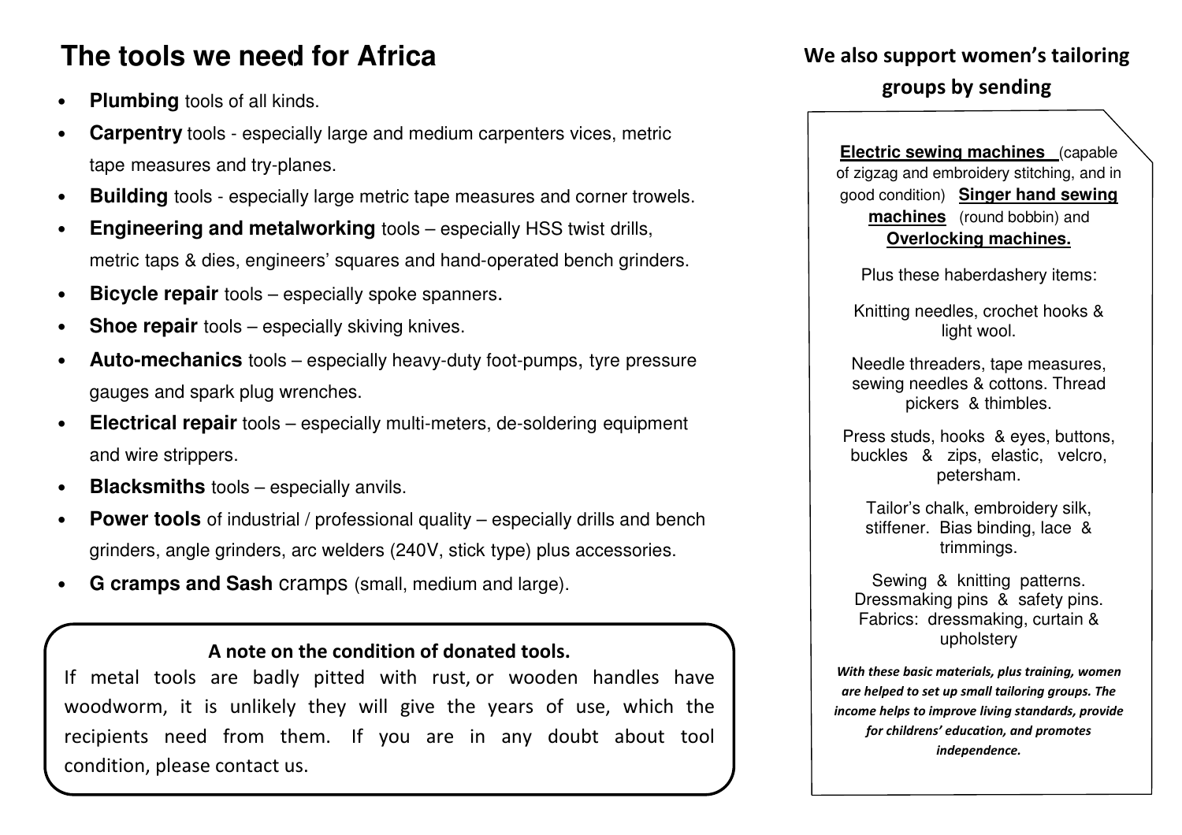# The tools we need for Africa

- **Plumbing** tools of all kinds.
- **Carpentry** tools - especially large and medium carpenters vices, metric tape measures and try-planes.
- **Building** tools - especially large metric tape measures and corner trowels.
- **Engineering and metalworking** tools – especially HSS twist drills, metric taps & dies, engineers' squares and hand-operated bench grinders.
- **Bicycle repair** tools – especially spoke spanners.
- **Shoe repair** tools – especially skiving knives.
- **Auto-mechanics** tools – especially heavy-duty foot-pumps, tyre pressure gauges and spark plug wrenches.
- **Electrical repair** tools – especially multi-meters, de-soldering equipment and wire strippers.
- **Blacksmiths** tools – especially anvils.
- **Power tools** of industrial / professional quality – especially drills and bench grinders, angle grinders, arc welders (240V, stick type) plus accessories.
- **G cramps and Sash** cramps (small, medium and large).

**A note on the condition of donated tools.**

If metal tools are badly pitted with rust, or wooden handles have woodworm, it is unlikely they will give the years of use, which the recipients need from them. If you are in any doubt about tool condition, please contact us.

## We also support women's tailoring groups by sending

**Electric sewing machines** (capable of zigzag and embroidery stitching, and in good condition) **Singer hand sewing machines** (round bobbin) and **Overlocking machines.**

Plus these haberdashery items:

Knitting needles, crochet hooks & light wool.

Needle threaders, tape measures, sewing needles & cottons. Thread pickers & thimbles.

Press studs, hooks & eyes, buttons, buckles & zips, elastic, velcro, petersham.

Tailor's chalk, embroidery silk, stiffener. Bias binding, lace & trimmings.

Sewing & knitting patterns. Dressmaking pins & safety pins. Fabrics: dressmaking, curtain & upholstery

***With these basic materials, plus training, women are helped to set up small tailoring groups. The income helps to improve living standards, provide for childrens' education, and promotes independence.***